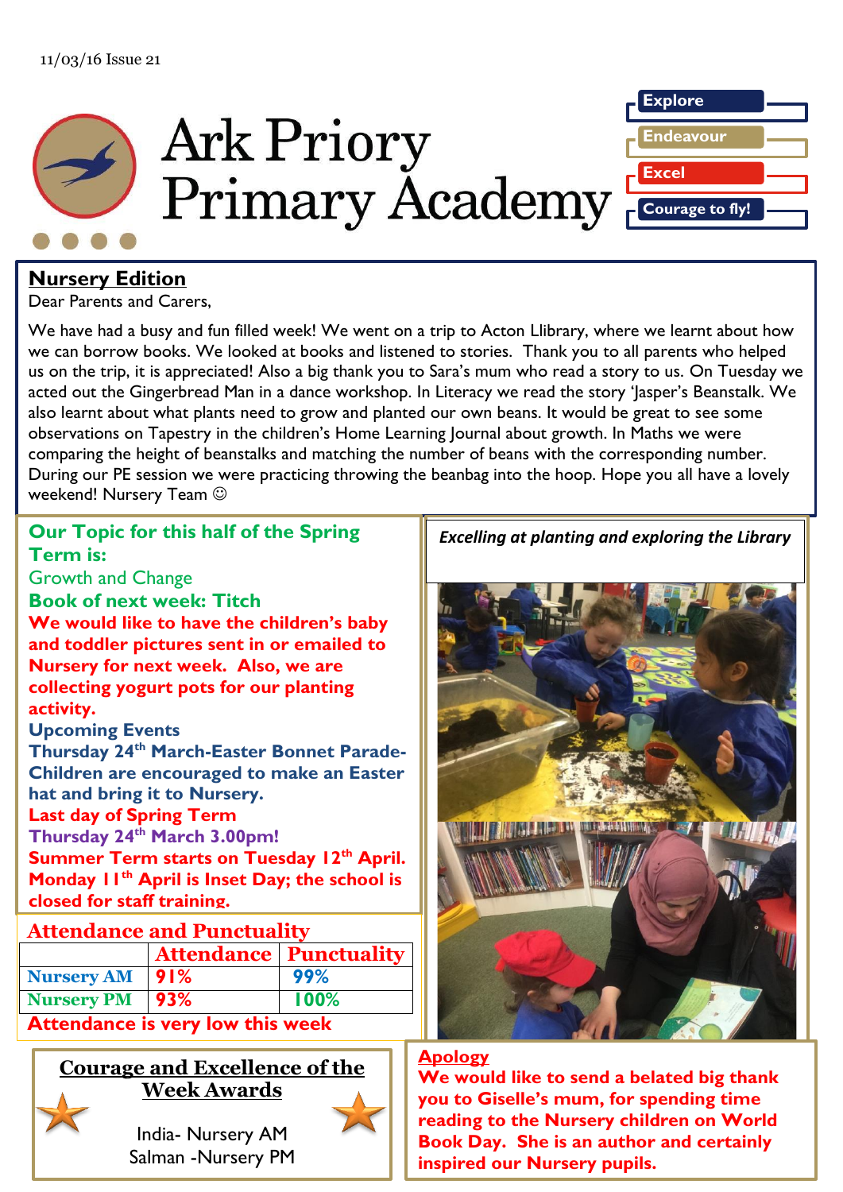11/03/16 Issue 21

# Ark Priory Primary Academy

Explore
Endeavour
Excel
Courage to fly!

## Nursery Edition

Dear Parents and Carers,

We have had a busy and fun filled week! We went on a trip to Acton Llibrary, where we learnt about how we can borrow books. We looked at books and listened to stories. Thank you to all parents who helped us on the trip, it is appreciated! Also a big thank you to Sara's mum who read a story to us. On Tuesday we acted out the Gingerbread Man in a dance workshop. In Literacy we read the story 'Jasper's Beanstalk. We also learnt about what plants need to grow and planted our own beans. It would be great to see some observations on Tapestry in the children's Home Learning Journal about growth. In Maths we were comparing the height of beanstalks and matching the number of beans with the corresponding number. During our PE session we were practicing throwing the beanbag into the hoop. Hope you all have a lovely weekend! Nursery Team ☺

**Our Topic for this half of the Spring Term is:**

Growth and Change

**Book of next week: Titch**

**We would like to have the children's baby and toddler pictures sent in or emailed to Nursery for next week. Also, we are collecting yogurt pots for our planting activity.**

**Upcoming Events**

**Thursday 24th March-Easter Bonnet Parade- Children are encouraged to make an Easter hat and bring it to Nursery.**

**Last day of Spring Term**

**Thursday 24th March 3.00pm!**

**Summer Term starts on Tuesday 12th April. Monday 11th April is Inset Day; the school is closed for staff training.**

*Excelling at planting and exploring the Library*

### Attendance and Punctuality

| | Attendance | Punctuality |
|---|---|---|
| Nursery AM | 91% | 99% |
| Nursery PM | 93% | 100% |

**Attendance is very low this week**

### Courage and Excellence of the Week Awards

India- Nursery AM
Salman -Nursery PM

**Apology**

**We would like to send a belated big thank you to Giselle's mum, for spending time reading to the Nursery children on World Book Day. She is an author and certainly inspired our Nursery pupils.**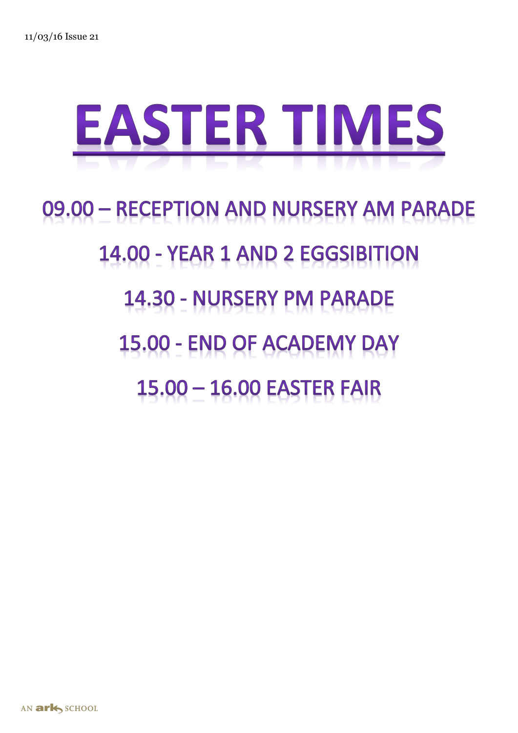11/03/16 Issue 21

# EASTER TIMES

## 09.00 – RECEPTION AND NURSERY AM PARADE

## 14.00 - YEAR 1 AND 2 EGGSIBITION

## 14.30 - NURSERY PM PARADE

## 15.00 - END OF ACADEMY DAY

## 15.00 – 16.00 EASTER FAIR

AN ark SCHOOL